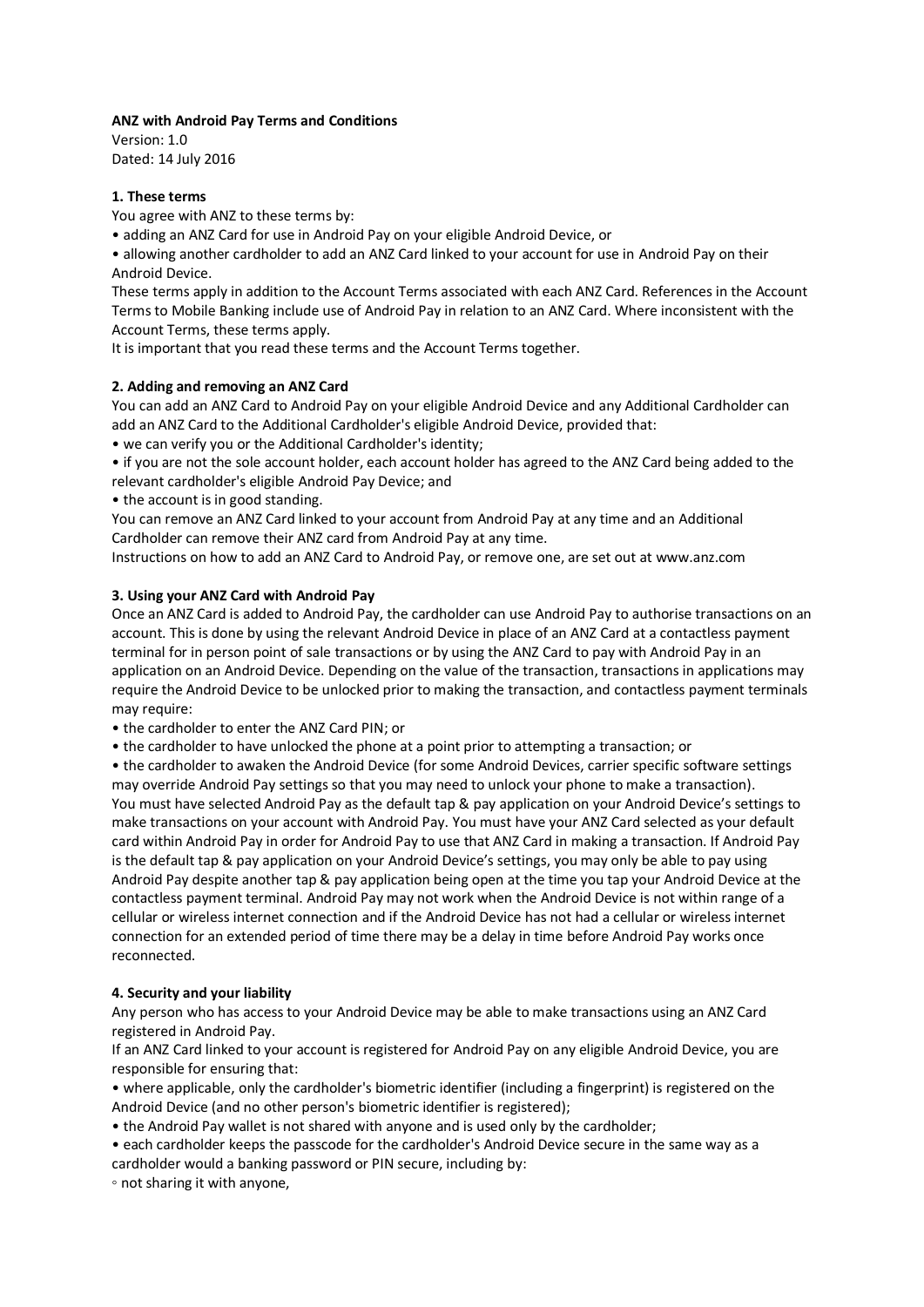**ANZ with Android Pay Terms and Conditions**

Version: 1.0

Dated: 14 July 2016

**1. These terms**

You agree with ANZ to these terms by:

- adding an ANZ Card for use in Android Pay on your eligible Android Device, or
- allowing another cardholder to add an ANZ Card linked to your account for use in Android Pay on their Android Device.

These terms apply in addition to the Account Terms associated with each ANZ Card. References in the Account Terms to Mobile Banking include use of Android Pay in relation to an ANZ Card. Where inconsistent with the Account Terms, these terms apply.

It is important that you read these terms and the Account Terms together.

**2. Adding and removing an ANZ Card**

You can add an ANZ Card to Android Pay on your eligible Android Device and any Additional Cardholder can add an ANZ Card to the Additional Cardholder's eligible Android Device, provided that:

- we can verify you or the Additional Cardholder's identity;
- if you are not the sole account holder, each account holder has agreed to the ANZ Card being added to the relevant cardholder's eligible Android Pay Device; and
- the account is in good standing.

You can remove an ANZ Card linked to your account from Android Pay at any time and an Additional Cardholder can remove their ANZ card from Android Pay at any time.

Instructions on how to add an ANZ Card to Android Pay, or remove one, are set out at www.anz.com

**3. Using your ANZ Card with Android Pay**

Once an ANZ Card is added to Android Pay, the cardholder can use Android Pay to authorise transactions on an account. This is done by using the relevant Android Device in place of an ANZ Card at a contactless payment terminal for in person point of sale transactions or by using the ANZ Card to pay with Android Pay in an application on an Android Device. Depending on the value of the transaction, transactions in applications may require the Android Device to be unlocked prior to making the transaction, and contactless payment terminals may require:

- the cardholder to enter the ANZ Card PIN; or
- the cardholder to have unlocked the phone at a point prior to attempting a transaction; or
- the cardholder to awaken the Android Device (for some Android Devices, carrier specific software settings may override Android Pay settings so that you may need to unlock your phone to make a transaction).

You must have selected Android Pay as the default tap & pay application on your Android Device's settings to make transactions on your account with Android Pay. You must have your ANZ Card selected as your default card within Android Pay in order for Android Pay to use that ANZ Card in making a transaction. If Android Pay is the default tap & pay application on your Android Device's settings, you may only be able to pay using Android Pay despite another tap & pay application being open at the time you tap your Android Device at the contactless payment terminal. Android Pay may not work when the Android Device is not within range of a cellular or wireless internet connection and if the Android Device has not had a cellular or wireless internet connection for an extended period of time there may be a delay in time before Android Pay works once reconnected.

**4. Security and your liability**

Any person who has access to your Android Device may be able to make transactions using an ANZ Card registered in Android Pay.

If an ANZ Card linked to your account is registered for Android Pay on any eligible Android Device, you are responsible for ensuring that:

- where applicable, only the cardholder's biometric identifier (including a fingerprint) is registered on the Android Device (and no other person's biometric identifier is registered);
- the Android Pay wallet is not shared with anyone and is used only by the cardholder;
- each cardholder keeps the passcode for the cardholder's Android Device secure in the same way as a cardholder would a banking password or PIN secure, including by:
  - not sharing it with anyone,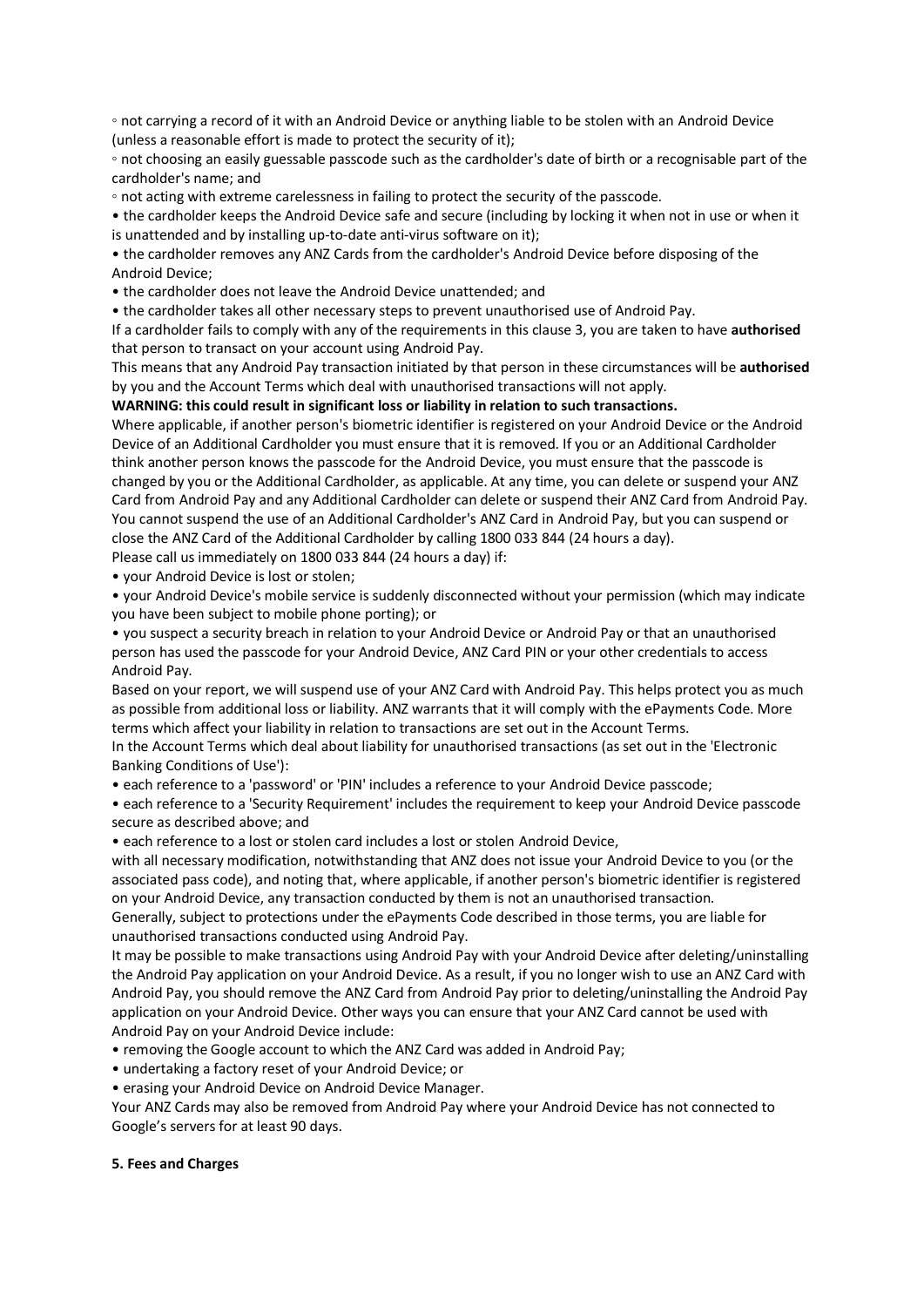- not carrying a record of it with an Android Device or anything liable to be stolen with an Android Device (unless a reasonable effort is made to protect the security of it);
    - not choosing an easily guessable passcode such as the cardholder's date of birth or a recognisable part of the cardholder's name; and
    - not acting with extreme carelessness in failing to protect the security of the passcode.
- the cardholder keeps the Android Device safe and secure (including by locking it when not in use or when it is unattended and by installing up-to-date anti-virus software on it);
- the cardholder removes any ANZ Cards from the cardholder's Android Device before disposing of the Android Device;
- the cardholder does not leave the Android Device unattended; and
- the cardholder takes all other necessary steps to prevent unauthorised use of Android Pay.

If a cardholder fails to comply with any of the requirements in this clause 3, you are taken to have **authorised** that person to transact on your account using Android Pay.

This means that any Android Pay transaction initiated by that person in these circumstances will be **authorised** by you and the Account Terms which deal with unauthorised transactions will not apply.

**WARNING: this could result in significant loss or liability in relation to such transactions.**

Where applicable, if another person's biometric identifier is registered on your Android Device or the Android Device of an Additional Cardholder you must ensure that it is removed. If you or an Additional Cardholder think another person knows the passcode for the Android Device, you must ensure that the passcode is changed by you or the Additional Cardholder, as applicable. At any time, you can delete or suspend your ANZ Card from Android Pay and any Additional Cardholder can delete or suspend their ANZ Card from Android Pay. You cannot suspend the use of an Additional Cardholder's ANZ Card in Android Pay, but you can suspend or close the ANZ Card of the Additional Cardholder by calling 1800 033 844 (24 hours a day).

Please call us immediately on 1800 033 844 (24 hours a day) if:

- your Android Device is lost or stolen;
- your Android Device's mobile service is suddenly disconnected without your permission (which may indicate you have been subject to mobile phone porting); or
- you suspect a security breach in relation to your Android Device or Android Pay or that an unauthorised person has used the passcode for your Android Device, ANZ Card PIN or your other credentials to access Android Pay.

Based on your report, we will suspend use of your ANZ Card with Android Pay. This helps protect you as much as possible from additional loss or liability. ANZ warrants that it will comply with the ePayments Code. More terms which affect your liability in relation to transactions are set out in the Account Terms.

In the Account Terms which deal about liability for unauthorised transactions (as set out in the 'Electronic Banking Conditions of Use'):

- each reference to a 'password' or 'PIN' includes a reference to your Android Device passcode;
- each reference to a 'Security Requirement' includes the requirement to keep your Android Device passcode secure as described above; and
- each reference to a lost or stolen card includes a lost or stolen Android Device,

with all necessary modification, notwithstanding that ANZ does not issue your Android Device to you (or the associated pass code), and noting that, where applicable, if another person's biometric identifier is registered on your Android Device, any transaction conducted by them is not an unauthorised transaction.

Generally, subject to protections under the ePayments Code described in those terms, you are liable for unauthorised transactions conducted using Android Pay.

It may be possible to make transactions using Android Pay with your Android Device after deleting/uninstalling the Android Pay application on your Android Device. As a result, if you no longer wish to use an ANZ Card with Android Pay, you should remove the ANZ Card from Android Pay prior to deleting/uninstalling the Android Pay application on your Android Device. Other ways you can ensure that your ANZ Card cannot be used with Android Pay on your Android Device include:

- removing the Google account to which the ANZ Card was added in Android Pay;
- undertaking a factory reset of your Android Device; or
- erasing your Android Device on Android Device Manager.

Your ANZ Cards may also be removed from Android Pay where your Android Device has not connected to Google's servers for at least 90 days.

**5. Fees and Charges**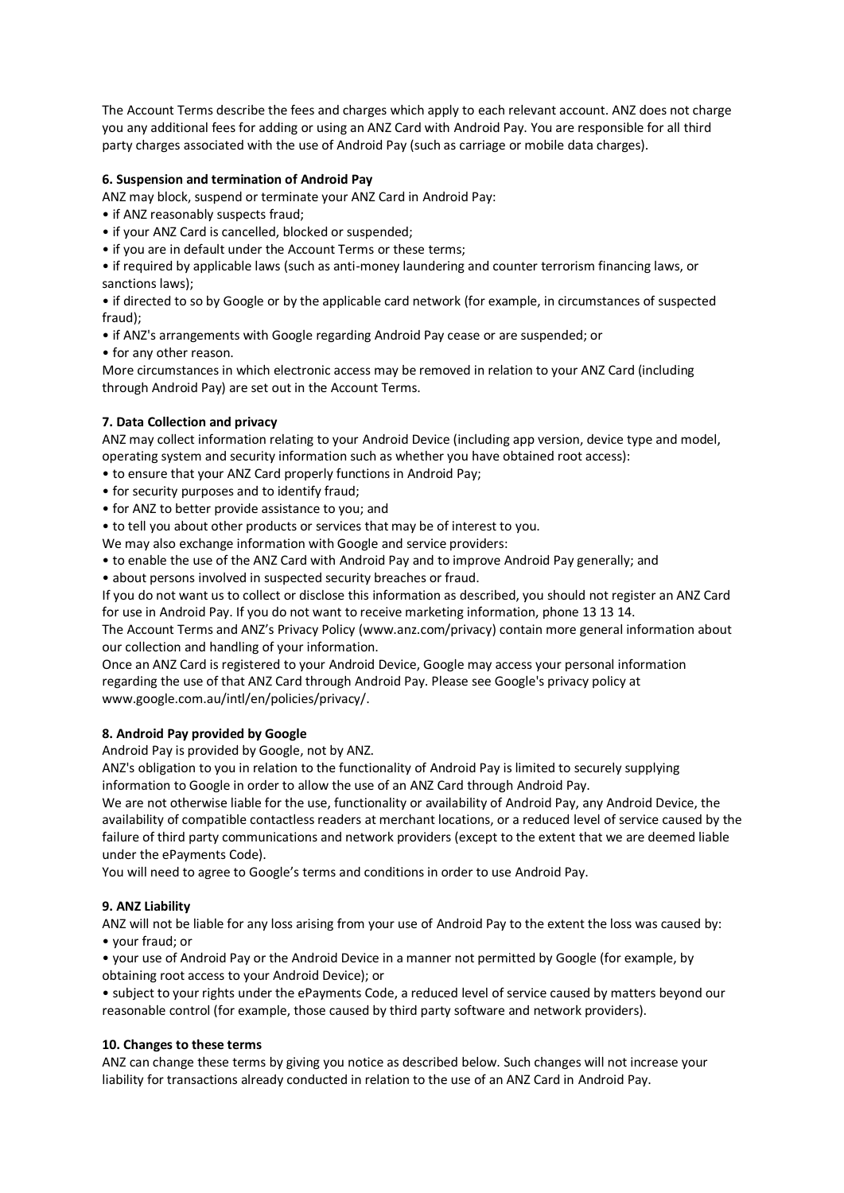The Account Terms describe the fees and charges which apply to each relevant account. ANZ does not charge you any additional fees for adding or using an ANZ Card with Android Pay. You are responsible for all third party charges associated with the use of Android Pay (such as carriage or mobile data charges).

**6. Suspension and termination of Android Pay**

ANZ may block, suspend or terminate your ANZ Card in Android Pay:

- if ANZ reasonably suspects fraud;
- if your ANZ Card is cancelled, blocked or suspended;
- if you are in default under the Account Terms or these terms;
- if required by applicable laws (such as anti-money laundering and counter terrorism financing laws, or sanctions laws);
- if directed to so by Google or by the applicable card network (for example, in circumstances of suspected fraud);
- if ANZ's arrangements with Google regarding Android Pay cease or are suspended; or
- for any other reason.

More circumstances in which electronic access may be removed in relation to your ANZ Card (including through Android Pay) are set out in the Account Terms.

**7. Data Collection and privacy**

ANZ may collect information relating to your Android Device (including app version, device type and model, operating system and security information such as whether you have obtained root access):

- to ensure that your ANZ Card properly functions in Android Pay;
- for security purposes and to identify fraud;
- for ANZ to better provide assistance to you; and
- to tell you about other products or services that may be of interest to you.

We may also exchange information with Google and service providers:

- to enable the use of the ANZ Card with Android Pay and to improve Android Pay generally; and
- about persons involved in suspected security breaches or fraud.

If you do not want us to collect or disclose this information as described, you should not register an ANZ Card for use in Android Pay. If you do not want to receive marketing information, phone 13 13 14.

The Account Terms and ANZ's Privacy Policy (www.anz.com/privacy) contain more general information about our collection and handling of your information.

Once an ANZ Card is registered to your Android Device, Google may access your personal information regarding the use of that ANZ Card through Android Pay. Please see Google's privacy policy at www.google.com.au/intl/en/policies/privacy/.

**8. Android Pay provided by Google**

Android Pay is provided by Google, not by ANZ.

ANZ's obligation to you in relation to the functionality of Android Pay is limited to securely supplying information to Google in order to allow the use of an ANZ Card through Android Pay.

We are not otherwise liable for the use, functionality or availability of Android Pay, any Android Device, the availability of compatible contactless readers at merchant locations, or a reduced level of service caused by the failure of third party communications and network providers (except to the extent that we are deemed liable under the ePayments Code).

You will need to agree to Google's terms and conditions in order to use Android Pay.

**9. ANZ Liability**

ANZ will not be liable for any loss arising from your use of Android Pay to the extent the loss was caused by:

- your fraud; or
- your use of Android Pay or the Android Device in a manner not permitted by Google (for example, by obtaining root access to your Android Device); or
- subject to your rights under the ePayments Code, a reduced level of service caused by matters beyond our reasonable control (for example, those caused by third party software and network providers).

**10. Changes to these terms**

ANZ can change these terms by giving you notice as described below. Such changes will not increase your liability for transactions already conducted in relation to the use of an ANZ Card in Android Pay.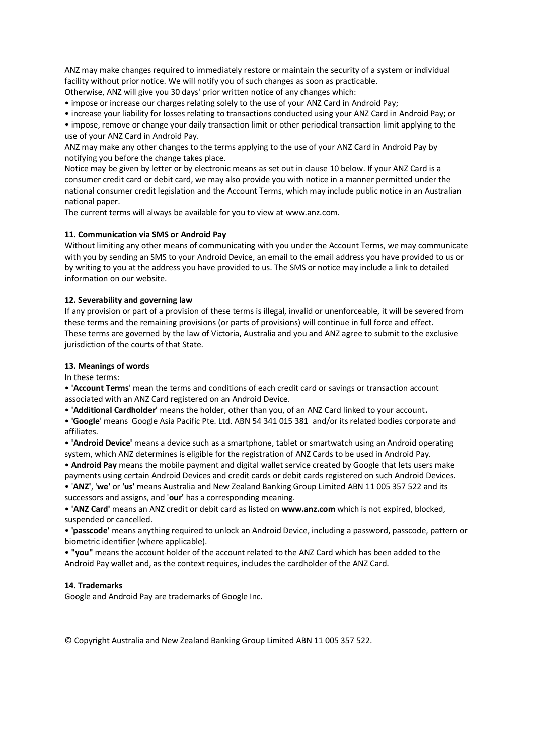ANZ may make changes required to immediately restore or maintain the security of a system or individual facility without prior notice. We will notify you of such changes as soon as practicable.

Otherwise, ANZ will give you 30 days' prior written notice of any changes which:

- impose or increase our charges relating solely to the use of your ANZ Card in Android Pay;
- increase your liability for losses relating to transactions conducted using your ANZ Card in Android Pay; or
- impose, remove or change your daily transaction limit or other periodical transaction limit applying to the use of your ANZ Card in Android Pay.

ANZ may make any other changes to the terms applying to the use of your ANZ Card in Android Pay by notifying you before the change takes place.

Notice may be given by letter or by electronic means as set out in clause 10 below. If your ANZ Card is a consumer credit card or debit card, we may also provide you with notice in a manner permitted under the national consumer credit legislation and the Account Terms, which may include public notice in an Australian national paper.

The current terms will always be available for you to view at www.anz.com.

**11. Communication via SMS or Android Pay**

Without limiting any other means of communicating with you under the Account Terms, we may communicate with you by sending an SMS to your Android Device, an email to the email address you have provided to us or by writing to you at the address you have provided to us. The SMS or notice may include a link to detailed information on our website.

**12. Severability and governing law**

If any provision or part of a provision of these terms is illegal, invalid or unenforceable, it will be severed from these terms and the remaining provisions (or parts of provisions) will continue in full force and effect.

These terms are governed by the law of Victoria, Australia and you and ANZ agree to submit to the exclusive jurisdiction of the courts of that State.

**13. Meanings of words**

In these terms:

- **'Account Terms**' mean the terms and conditions of each credit card or savings or transaction account associated with an ANZ Card registered on an Android Device.
- **'Additional Cardholder'** means the holder, other than you, of an ANZ Card linked to your account**.**
- **'Google**' means Google Asia Pacific Pte. Ltd. ABN 54 341 015 381 and/or its related bodies corporate and affiliates.
- **'Android Device'** means a device such as a smartphone, tablet or smartwatch using an Android operating system, which ANZ determines is eligible for the registration of ANZ Cards to be used in Android Pay.
- **Android Pay** means the mobile payment and digital wallet service created by Google that lets users make payments using certain Android Devices and credit cards or debit cards registered on such Android Devices.
- '**ANZ'**, '**we'** or '**us'** means Australia and New Zealand Banking Group Limited ABN 11 005 357 522 and its successors and assigns, and '**our'** has a corresponding meaning.
- **'ANZ Card'** means an ANZ credit or debit card as listed on **www.anz.com** which is not expired, blocked, suspended or cancelled.
- **'passcode'** means anything required to unlock an Android Device, including a password, passcode, pattern or biometric identifier (where applicable).
- **"you"** means the account holder of the account related to the ANZ Card which has been added to the Android Pay wallet and, as the context requires, includes the cardholder of the ANZ Card.

**14. Trademarks**

Google and Android Pay are trademarks of Google Inc.

© Copyright Australia and New Zealand Banking Group Limited ABN 11 005 357 522.